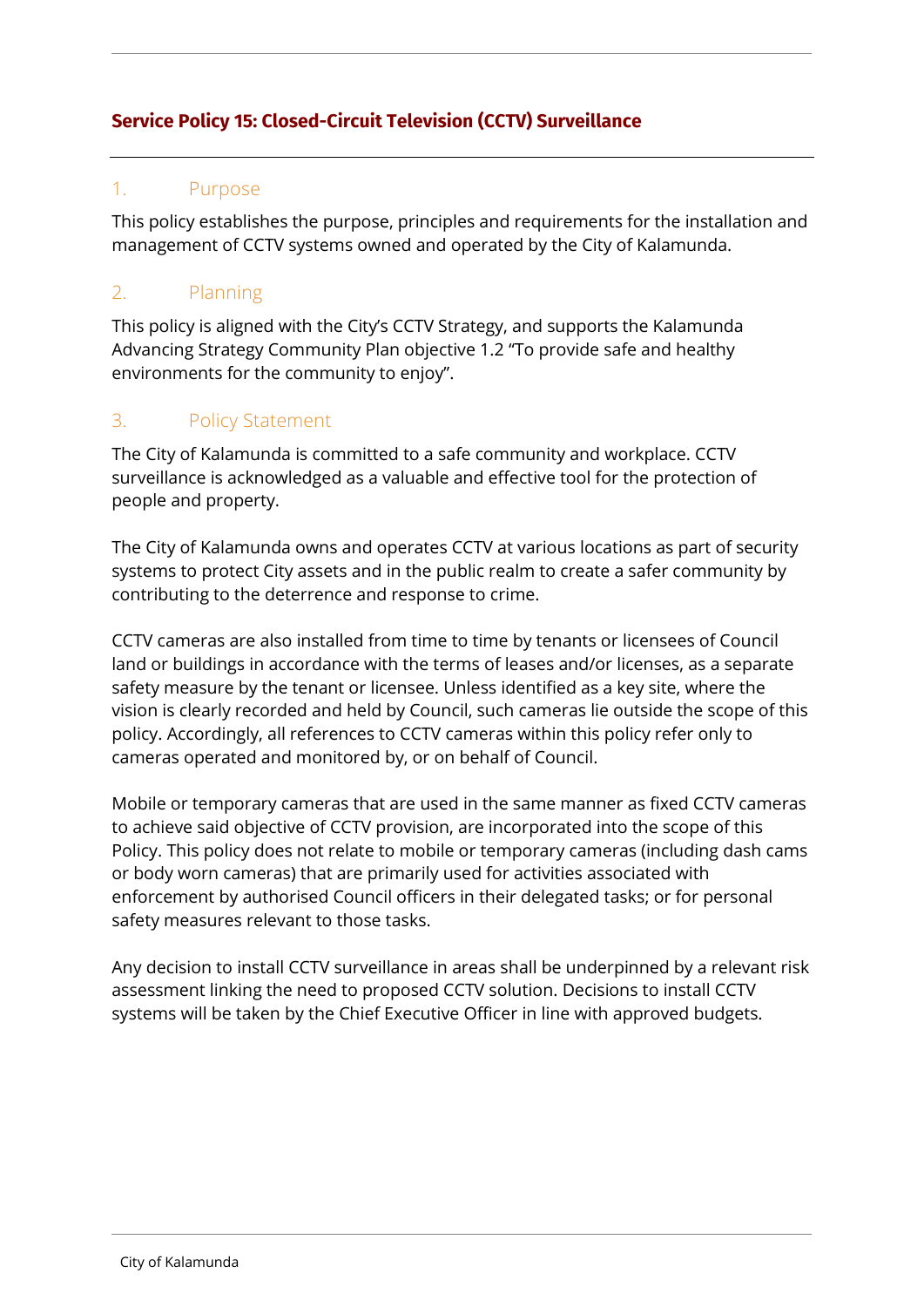# Service Policy 15: Closed-Circuit Television (CCTV) Surveillance

## 1. Purpose

This policy establishes the purpose, principles and requirements for the installation and management of CCTV systems owned and operated by the City of Kalamunda.

## 2. Planning

This policy is aligned with the City's CCTV Strategy, and supports the Kalamunda Advancing Strategy Community Plan objective 1.2 "To provide safe and healthy environments for the community to enjoy".

## 3. Policy Statement

The City of Kalamunda is committed to a safe community and workplace. CCTV surveillance is acknowledged as a valuable and effective tool for the protection of people and property.

The City of Kalamunda owns and operates CCTV at various locations as part of security systems to protect City assets and in the public realm to create a safer community by contributing to the deterrence and response to crime.

CCTV cameras are also installed from time to time by tenants or licensees of Council land or buildings in accordance with the terms of leases and/or licenses, as a separate safety measure by the tenant or licensee. Unless identified as a key site, where the vision is clearly recorded and held by Council, such cameras lie outside the scope of this policy. Accordingly, all references to CCTV cameras within this policy refer only to cameras operated and monitored by, or on behalf of Council.

Mobile or temporary cameras that are used in the same manner as fixed CCTV cameras to achieve said objective of CCTV provision, are incorporated into the scope of this Policy. This policy does not relate to mobile or temporary cameras (including dash cams or body worn cameras) that are primarily used for activities associated with enforcement by authorised Council officers in their delegated tasks; or for personal safety measures relevant to those tasks.

Any decision to install CCTV surveillance in areas shall be underpinned by a relevant risk assessment linking the need to proposed CCTV solution. Decisions to install CCTV systems will be taken by the Chief Executive Officer in line with approved budgets.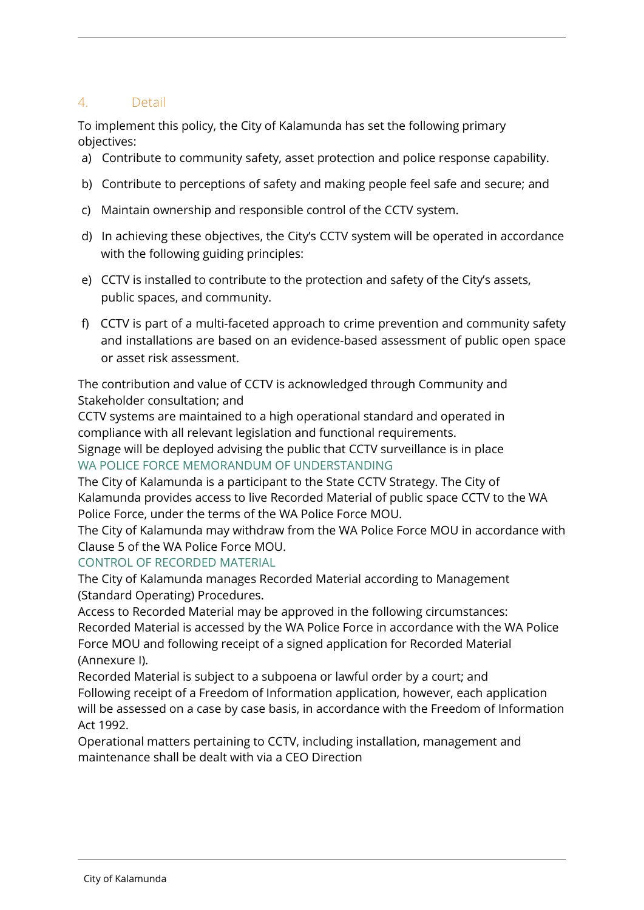## 4. Detail

To implement this policy, the City of Kalamunda has set the following primary objectives:

a) Contribute to community safety, asset protection and police response capability.

b) Contribute to perceptions of safety and making people feel safe and secure; and

c) Maintain ownership and responsible control of the CCTV system.

d) In achieving these objectives, the City's CCTV system will be operated in accordance with the following guiding principles:

e) CCTV is installed to contribute to the protection and safety of the City's assets, public spaces, and community.

f) CCTV is part of a multi-faceted approach to crime prevention and community safety and installations are based on an evidence-based assessment of public open space or asset risk assessment.

The contribution and value of CCTV is acknowledged through Community and Stakeholder consultation; and

CCTV systems are maintained to a high operational standard and operated in compliance with all relevant legislation and functional requirements.

Signage will be deployed advising the public that CCTV surveillance is in place

### WA POLICE FORCE MEMORANDUM OF UNDERSTANDING

The City of Kalamunda is a participant to the State CCTV Strategy. The City of Kalamunda provides access to live Recorded Material of public space CCTV to the WA Police Force, under the terms of the WA Police Force MOU.

The City of Kalamunda may withdraw from the WA Police Force MOU in accordance with Clause 5 of the WA Police Force MOU.

### CONTROL OF RECORDED MATERIAL

The City of Kalamunda manages Recorded Material according to Management (Standard Operating) Procedures.

Access to Recorded Material may be approved in the following circumstances:

Recorded Material is accessed by the WA Police Force in accordance with the WA Police Force MOU and following receipt of a signed application for Recorded Material (Annexure I).

Recorded Material is subject to a subpoena or lawful order by a court; and

Following receipt of a Freedom of Information application, however, each application will be assessed on a case by case basis, in accordance with the Freedom of Information Act 1992.

Operational matters pertaining to CCTV, including installation, management and maintenance shall be dealt with via a CEO Direction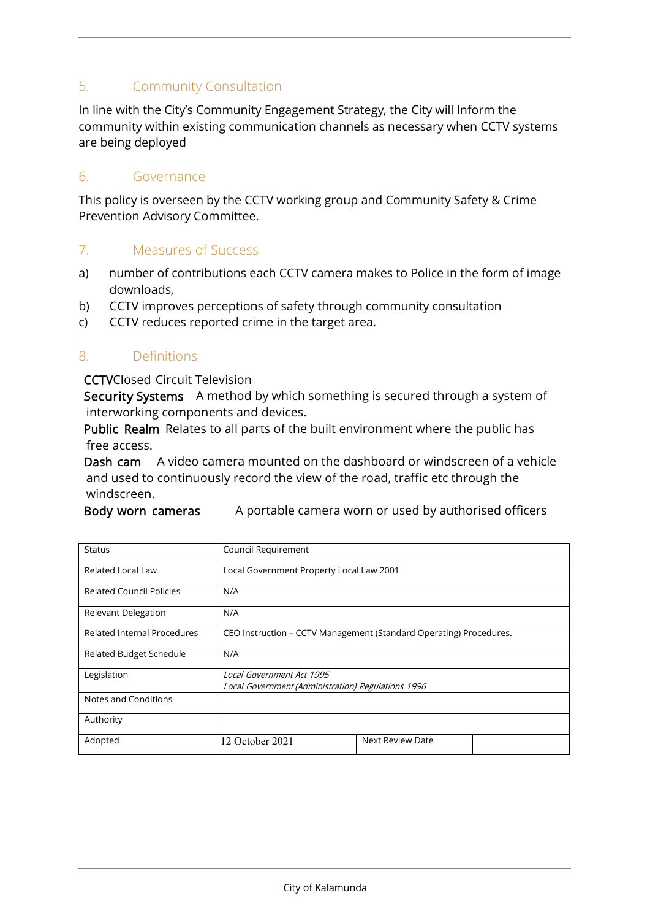## 5. Community Consultation

In line with the City's Community Engagement Strategy, the City will Inform the community within existing communication channels as necessary when CCTV systems are being deployed

## 6. Governance

This policy is overseen by the CCTV working group and Community Safety & Crime Prevention Advisory Committee.

## 7. Measures of Success

a) number of contributions each CCTV camera makes to Police in the form of image downloads,

b) CCTV improves perceptions of safety through community consultation

c) CCTV reduces reported crime in the target area.

## 8. Definitions

**CCTV** Closed Circuit Television

**Security Systems** A method by which something is secured through a system of interworking components and devices.

**Public Realm** Relates to all parts of the built environment where the public has free access.

**Dash cam** A video camera mounted on the dashboard or windscreen of a vehicle and used to continuously record the view of the road, traffic etc through the windscreen.

**Body worn cameras** A portable camera worn or used by authorised officers

| | | | |
|---|---|---|---|
| Status | Council Requirement | | |
| Related Local Law | Local Government Property Local Law 2001 | | |
| Related Council Policies | N/A | | |
| Relevant Delegation | N/A | | |
| Related Internal Procedures | CEO Instruction – CCTV Management (Standard Operating) Procedures. | | |
| Related Budget Schedule | N/A | | |
| Legislation | *Local Government Act 1995*<br>*Local Government (Administration) Regulations 1996* | | |
| Notes and Conditions | | | |
| Authority | | | |
| Adopted | 12 October 2021 | Next Review Date | |